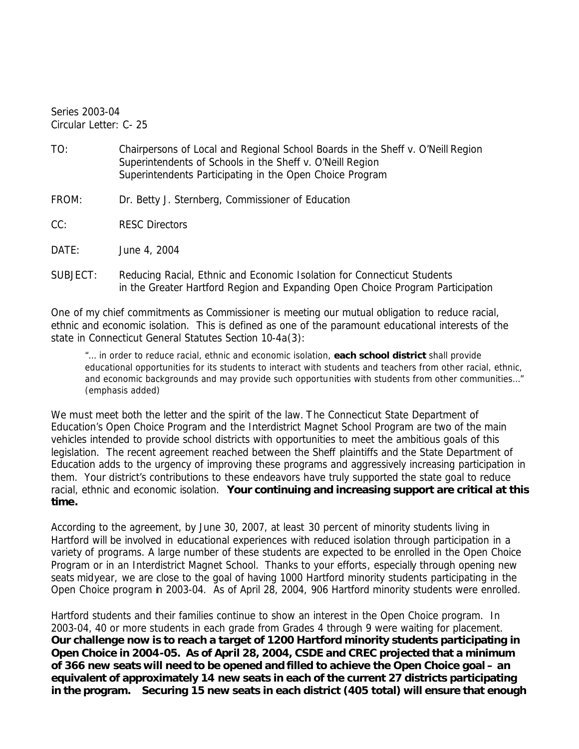Series 2003-04
Circular Letter: C- 25

TO: Chairpersons of Local and Regional School Boards in the Sheff v. O'Neill Region
Superintendents of Schools in the Sheff v. O'Neill Region
Superintendents Participating in the Open Choice Program

FROM: Dr. Betty J. Sternberg, Commissioner of Education

CC: RESC Directors

DATE: June 4, 2004

SUBJECT: Reducing Racial, Ethnic and Economic Isolation for Connecticut Students in the Greater Hartford Region and Expanding Open Choice Program Participation

One of my chief commitments as Commissioner is meeting our mutual obligation to reduce racial, ethnic and economic isolation. This is defined as one of the paramount educational interests of the state in Connecticut General Statutes Section 10-4a(3):

> "… in order to reduce racial, ethnic and economic isolation, **each school district** shall provide educational opportunities for its students to interact with students and teachers from other racial, ethnic, and economic backgrounds and may provide such opportunities with students from other communities…" (emphasis added)

We must meet both the letter and the spirit of the law. The Connecticut State Department of Education's Open Choice Program and the Interdistrict Magnet School Program are two of the main vehicles intended to provide school districts with opportunities to meet the ambitious goals of this legislation. The recent agreement reached between the Sheff plaintiffs and the State Department of Education adds to the urgency of improving these programs and aggressively increasing participation in them. Your district's contributions to these endeavors have truly supported the state goal to reduce racial, ethnic and economic isolation. **Your continuing and increasing support are critical at this time.**

According to the agreement, by June 30, 2007, at least 30 percent of minority students living in Hartford will be involved in educational experiences with reduced isolation through participation in a variety of programs. A large number of these students are expected to be enrolled in the Open Choice Program or in an Interdistrict Magnet School. Thanks to your efforts, especially through opening new seats midyear, we are close to the goal of having 1000 Hartford minority students participating in the Open Choice program in 2003-04. As of April 28, 2004, 906 Hartford minority students were enrolled.

Hartford students and their families continue to show an interest in the Open Choice program. In 2003-04, 40 or more students in each grade from Grades 4 through 9 were waiting for placement. **Our challenge now is to reach a target of 1200 Hartford minority students participating in Open Choice in 2004-05. As of April 28, 2004, CSDE and CREC projected that a minimum of 366 new seats will need to be opened and filled to achieve the Open Choice goal – an equivalent of approximately 14 new seats in each of the current 27 districts participating in the program. Securing 15 new seats in each district (405 total) will ensure that enough**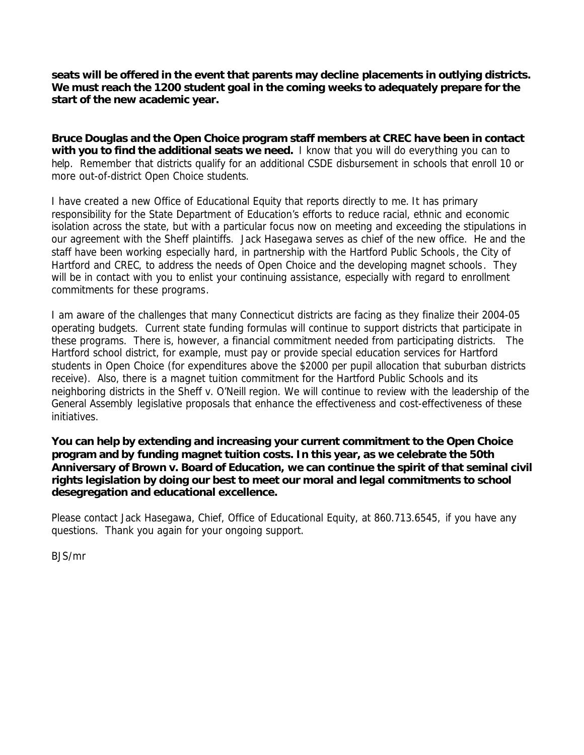**seats will be offered in the event that parents may decline placements in outlying districts. We must reach the 1200 student goal in the coming weeks to adequately prepare for the start of the new academic year.**

**Bruce Douglas and the Open Choice program staff members at CREC have been in contact with you to find the additional seats we need.** I know that you will do everything you can to help. Remember that districts qualify for an additional CSDE disbursement in schools that enroll 10 or more out-of-district Open Choice students.

I have created a new Office of Educational Equity that reports directly to me. It has primary responsibility for the State Department of Education's efforts to reduce racial, ethnic and economic isolation across the state, but with a particular focus now on meeting and exceeding the stipulations in our agreement with the Sheff plaintiffs. Jack Hasegawa serves as chief of the new office. He and the staff have been working especially hard, in partnership with the Hartford Public Schools, the City of Hartford and CREC, to address the needs of Open Choice and the developing magnet schools. They will be in contact with you to enlist your continuing assistance, especially with regard to enrollment commitments for these programs.

I am aware of the challenges that many Connecticut districts are facing as they finalize their 2004-05 operating budgets. Current state funding formulas will continue to support districts that participate in these programs. There is, however, a financial commitment needed from participating districts. The Hartford school district, for example, must pay or provide special education services for Hartford students in Open Choice (for expenditures above the $2000 per pupil allocation that suburban districts receive). Also, there is a magnet tuition commitment for the Hartford Public Schools and its neighboring districts in the Sheff v. O'Neill region. We will continue to review with the leadership of the General Assembly legislative proposals that enhance the effectiveness and cost-effectiveness of these initiatives.

**You can help by extending and increasing your current commitment to the Open Choice program and by funding magnet tuition costs. In this year, as we celebrate the 50th Anniversary of Brown v. Board of Education, we can continue the spirit of that seminal civil rights legislation by doing our best to meet our moral and legal commitments to school desegregation and educational excellence.**

Please contact Jack Hasegawa, Chief, Office of Educational Equity, at 860.713.6545, if you have any questions. Thank you again for your ongoing support.

BJS/mr